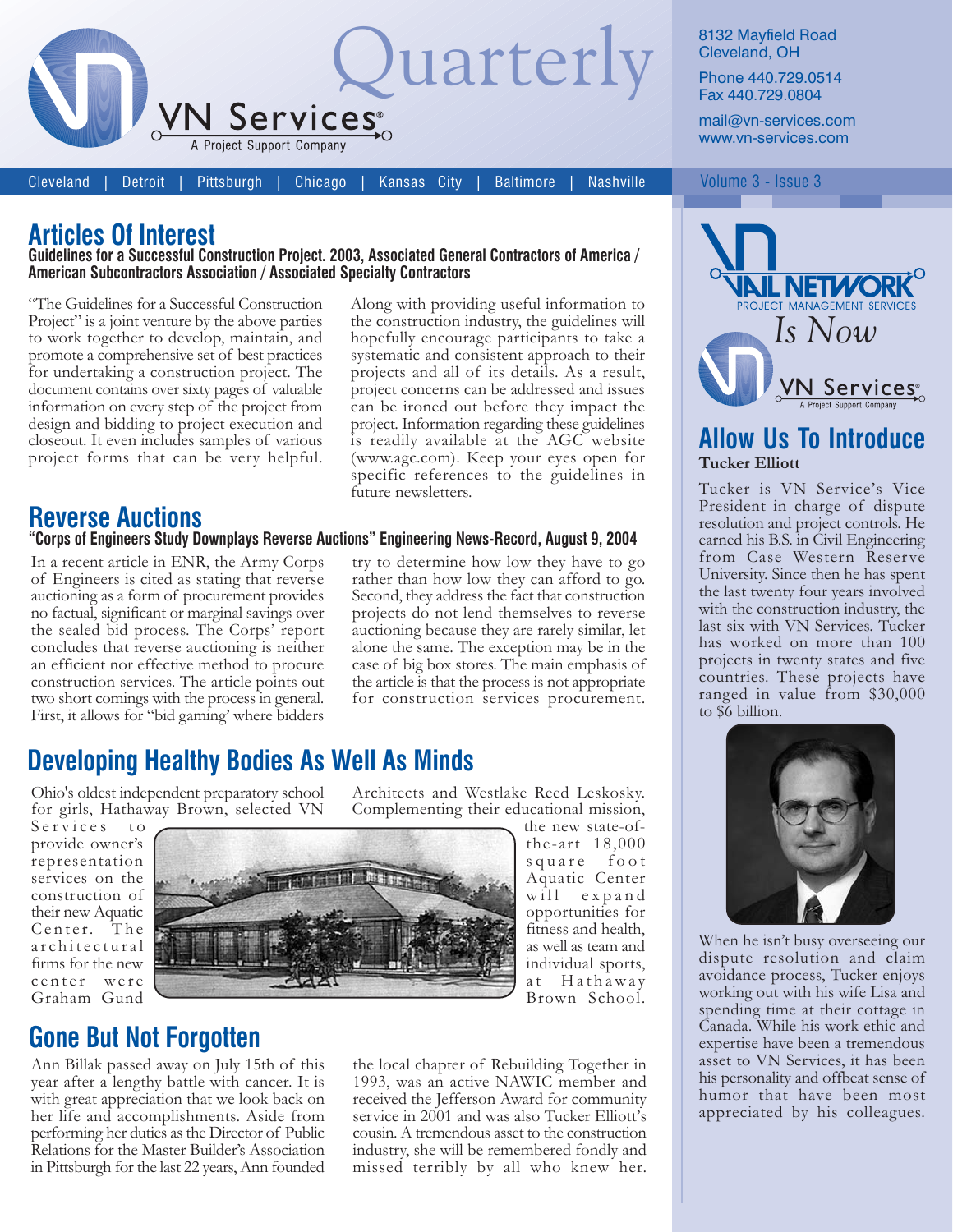# VN Services® Quarterly

A Project Support Company

8132 Mayfield Road
Cleveland, OH

Phone 440.729.0514
Fax 440.729.0804

mail@vn-services.com
www.vn-services.com

Cleveland | Detroit | Pittsburgh | Chicago | Kansas City | Baltimore | Nashville

Volume 3 - Issue 3

## Articles Of Interest

**Guidelines for a Successful Construction Project. 2003, Associated General Contractors of America / American Subcontractors Association / Associated Specialty Contractors**

"The Guidelines for a Successful Construction Project" is a joint venture by the above parties to work together to develop, maintain, and promote a comprehensive set of best practices for undertaking a construction project. The document contains over sixty pages of valuable information on every step of the project from design and bidding to project execution and closeout. It even includes samples of various project forms that can be very helpful. Along with providing useful information to the construction industry, the guidelines will hopefully encourage participants to take a systematic and consistent approach to their projects and all of its details. As a result, project concerns can be addressed and issues can be ironed out before they impact the project. Information regarding these guidelines is readily available at the AGC website (www.agc.com). Keep your eyes open for specific references to the guidelines in future newsletters.

## Reverse Auctions

**"Corps of Engineers Study Downplays Reverse Auctions" Engineering News-Record, August 9, 2004**

In a recent article in ENR, the Army Corps of Engineers is cited as stating that reverse auctioning as a form of procurement provides no factual, significant or marginal savings over the sealed bid process. The Corps' report concludes that reverse auctioning is neither an efficient nor effective method to procure construction services. The article points out two short comings with the process in general. First, it allows for "bid gaming' where bidders try to determine how low they have to go rather than how low they can afford to go. Second, they address the fact that construction projects do not lend themselves to reverse auctioning because they are rarely similar, let alone the same. The exception may be in the case of big box stores. The main emphasis of the article is that the process is not appropriate for construction services procurement.

## Developing Healthy Bodies As Well As Minds

Ohio's oldest independent preparatory school for girls, Hathaway Brown, selected VN Services to provide owner's representation services on the construction of their new Aquatic Center. The architectural firms for the new center were Graham Gund Architects and Westlake Reed Leskosky. Complementing their educational mission, the new state-of-the-art 18,000 square foot Aquatic Center will expand opportunities for fitness and health, as well as team and individual sports, at Hathaway Brown School.

## Gone But Not Forgotten

Ann Billak passed away on July 15th of this year after a lengthy battle with cancer. It is with great appreciation that we look back on her life and accomplishments. Aside from performing her duties as the Director of Public Relations for the Master Builder's Association in Pittsburgh for the last 22 years, Ann founded the local chapter of Rebuilding Together in 1993, was an active NAWIC member and received the Jefferson Award for community service in 2001 and was also Tucker Elliott's cousin. A tremendous asset to the construction industry, she will be remembered fondly and missed terribly by all who knew her.

---

VAIL NETWORK PROJECT MANAGEMENT SERVICES *Is Now* VN Services® A Project Support Company

## Allow Us To Introduce

**Tucker Elliott**

Tucker is VN Service's Vice President in charge of dispute resolution and project controls. He earned his B.S. in Civil Engineering from Case Western Reserve University. Since then he has spent the last twenty four years involved with the construction industry, the last six with VN Services. Tucker has worked on more than 100 projects in twenty states and five countries. These projects have ranged in value from $30,000 to $6 billion.

When he isn't busy overseeing our dispute resolution and claim avoidance process, Tucker enjoys working out with his wife Lisa and spending time at their cottage in Canada. While his work ethic and expertise have been a tremendous asset to VN Services, it has been his personality and offbeat sense of humor that have been most appreciated by his colleagues.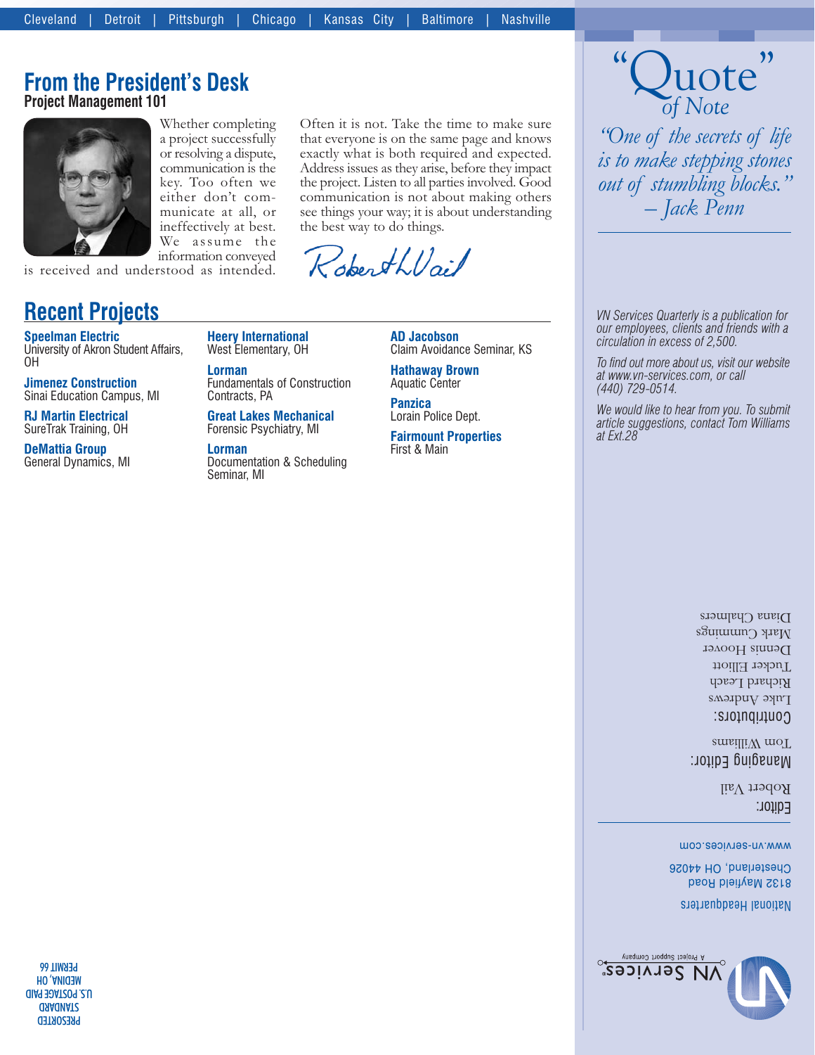Cleveland | Detroit | Pittsburgh | Chicago | Kansas City | Baltimore | Nashville

## From the President's Desk

### Project Management 101

Whether completing a project successfully or resolving a dispute, communication is the key. Too often we either don't communicate at all, or ineffectively at best. We assume the information conveyed is received and understood as intended. Often it is not. Take the time to make sure that everyone is on the same page and knows exactly what is both required and expected. Address issues as they arise, before they impact the project. Listen to all parties involved. Good communication is not about making others see things your way; it is about understanding the best way to do things.

Robert H Vail

## Recent Projects

**Speelman Electric**
University of Akron Student Affairs, OH

**Jimenez Construction**
Sinai Education Campus, MI

**RJ Martin Electrical**
SureTrak Training, OH

**DeMattia Group**
General Dynamics, MI

**Heery International**
West Elementary, OH

**Lorman**
Fundamentals of Construction Contracts, PA

**Great Lakes Mechanical**
Forensic Psychiatry, MI

**Lorman**
Documentation & Scheduling Seminar, MI

**AD Jacobson**
Claim Avoidance Seminar, KS

**Hathaway Brown**
Aquatic Center

**Panzica**
Lorain Police Dept.

**Fairmount Properties**
First & Main

## "Quote" of Note

*"One of the secrets of life is to make stepping stones out of stumbling blocks."*
*– Jack Penn*

*VN Services Quarterly is a publication for our employees, clients and friends with a circulation in excess of 2,500.*

*To find out more about us, visit our website at www.vn-services.com, or call (440) 729-0514.*

*We would like to hear from you. To submit article suggestions, contact Tom Williams at Ext.28*

VN Services
A Project Support Company

National Headquarters
8132 Mayfield Road
Chesterland, OH 44026
www.vn-services.com

Editor:
Robert Vail

Managing Editor:
Tom Williams

Contributors:
Luke Andrews
Richard Leach
Tucker Elliott
Dennis Hoover
Mark Cummings
Diana Chalmers

PRESORTED
STANDARD
U.S. POSTAGE PAID
MEDINA, OH
PERMIT 66